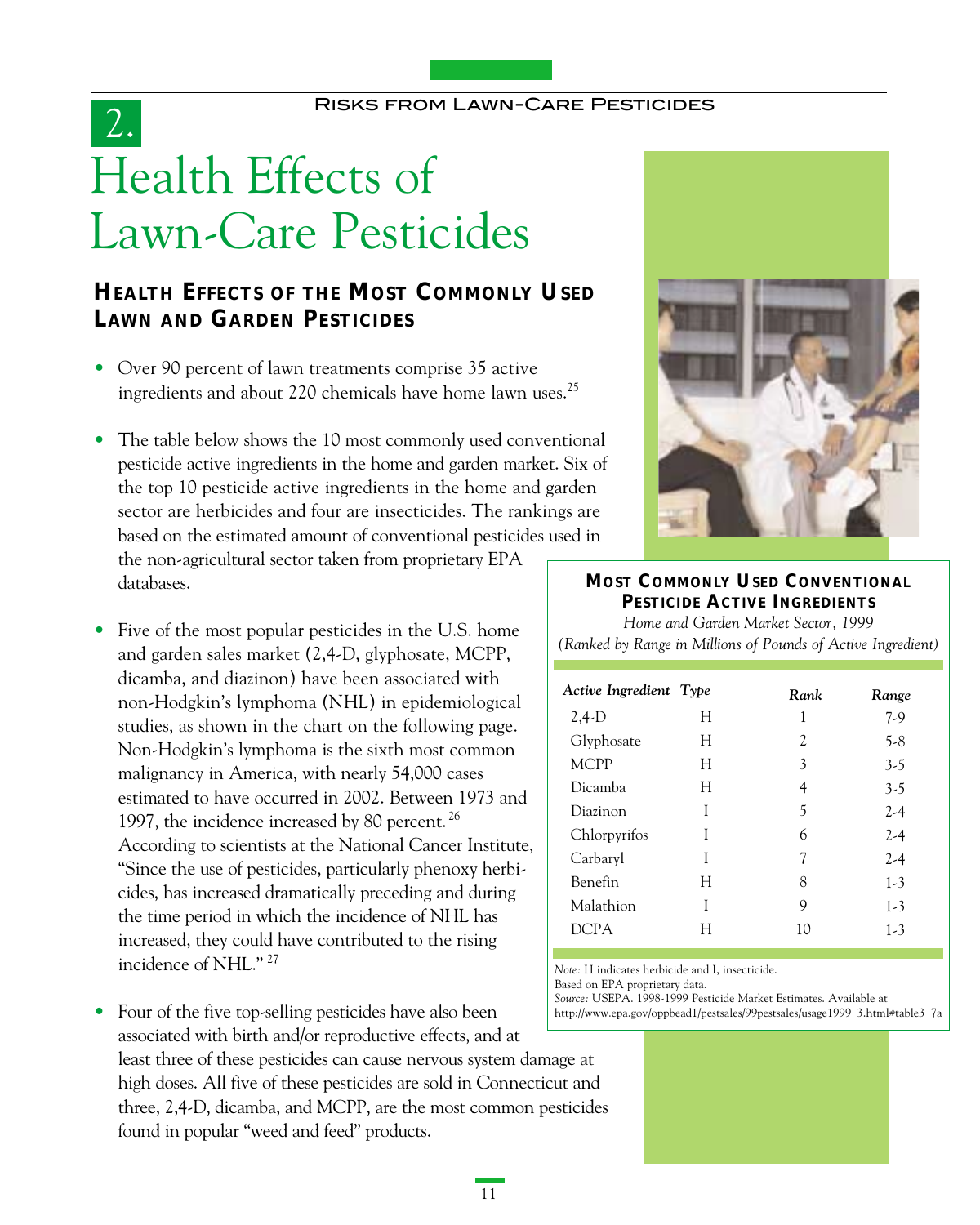# 2. Health Effects of Lawn-Care Pesticides

## Health Effects of the Most Commonly Used Lawn and Garden Pesticides

- Over 90 percent of lawn treatments comprise 35 active ingredients and about 220 chemicals have home lawn uses.[25]

- The table below shows the 10 most commonly used conventional pesticide active ingredients in the home and garden market. Six of the top 10 pesticide active ingredients in the home and garden sector are herbicides and four are insecticides. The rankings are based on the estimated amount of conventional pesticides used in the non-agricultural sector taken from proprietary EPA databases.

- Five of the most popular pesticides in the U.S. home and garden sales market (2,4-D, glyphosate, MCPP, dicamba, and diazinon) have been associated with non-Hodgkin's lymphoma (NHL) in epidemiological studies, as shown in the chart on the following page. Non-Hodgkin's lymphoma is the sixth most common malignancy in America, with nearly 54,000 cases estimated to have occurred in 2002. Between 1973 and 1997, the incidence increased by 80 percent.[26] According to scientists at the National Cancer Institute, "Since the use of pesticides, particularly phenoxy herbicides, has increased dramatically preceding and during the time period in which the incidence of NHL has increased, they could have contributed to the rising incidence of NHL."[27]

- Four of the five top-selling pesticides have also been associated with birth and/or reproductive effects, and at least three of these pesticides can cause nervous system damage at high doses. All five of these pesticides are sold in Connecticut and three, 2,4-D, dicamba, and MCPP, are the most common pesticides found in popular "weed and feed" products.

**Most Commonly Used Conventional Pesticide Active Ingredients**

*Home and Garden Market Sector, 1999*
*(Ranked by Range in Millions of Pounds of Active Ingredient)*

| *Active Ingredient* | *Type* | *Rank* | *Range* |
|---|---|---|---|
| 2,4-D | H | 1 | 7-9 |
| Glyphosate | H | 2 | 5-8 |
| MCPP | H | 3 | 3-5 |
| Dicamba | H | 4 | 3-5 |
| Diazinon | I | 5 | 2-4 |
| Chlorpyrifos | I | 6 | 2-4 |
| Carbaryl | I | 7 | 2-4 |
| Benefin | H | 8 | 1-3 |
| Malathion | I | 9 | 1-3 |
| DCPA | H | 10 | 1-3 |

*Note:* H indicates herbicide and I, insecticide.
Based on EPA proprietary data.
*Source:* USEPA. 1998-1999 Pesticide Market Estimates. Available at http://www.epa.gov/oppbead1/pestsales/99pestsales/usage1999_3.html#table3_7a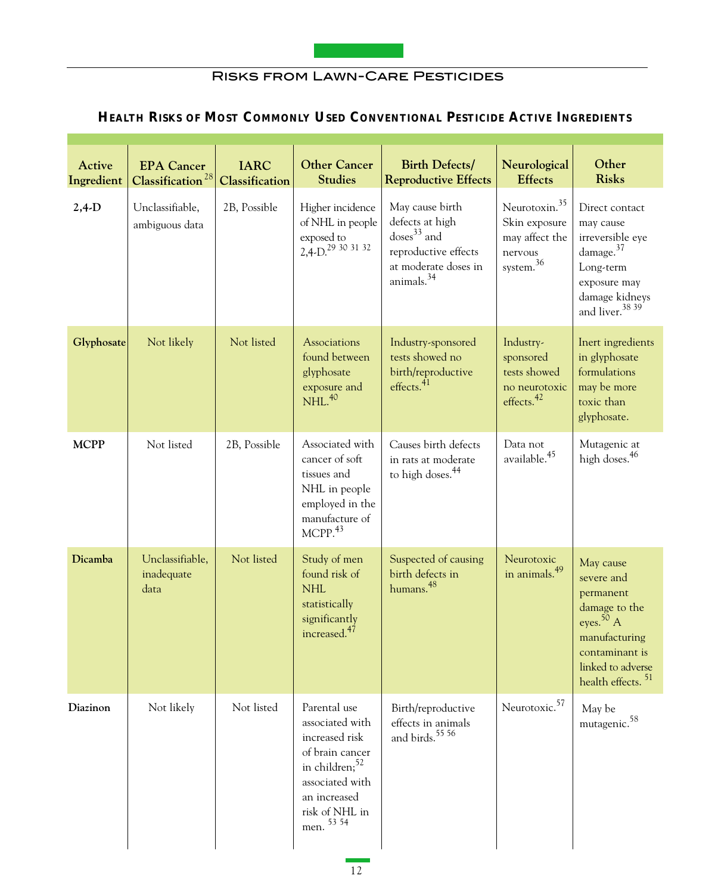## Health Risks of Most Commonly Used Conventional Pesticide Active Ingredients

| Active Ingredient | EPA Cancer Classification[28] | IARC Classification | Other Cancer Studies | Birth Defects/ Reproductive Effects | Neurological Effects | Other Risks |
|---|---|---|---|---|---|---|
| **2,4-D** | Unclassifiable, ambiguous data | 2B, Possible | Higher incidence of NHL in people exposed to 2,4-D.[29 30 31 32] | May cause birth defects at high doses[33] and reproductive effects at moderate doses in animals.[34] | Neurotoxin.[35] Skin exposure may affect the nervous system.[36] | Direct contact may cause irreversible eye damage.[37] Long-term exposure may damage kidneys and liver.[38 39] |
| **Glyphosate** | Not likely | Not listed | Associations found between glyphosate exposure and NHL.[40] | Industry-sponsored tests showed no birth/reproductive effects.[41] | Industry-sponsored tests showed no neurotoxic effects.[42] | Inert ingredients in glyphosate formulations may be more toxic than glyphosate. |
| **MCPP** | Not listed | 2B, Possible | Associated with cancer of soft tissues and NHL in people employed in the manufacture of MCPP.[43] | Causes birth defects in rats at moderate to high doses.[44] | Data not available.[45] | Mutagenic at high doses.[46] |
| **Dicamba** | Unclassifiable, inadequate data | Not listed | Study of men found risk of NHL statistically significantly increased.[47] | Suspected of causing birth defects in humans.[48] | Neurotoxic in animals.[49] | May cause severe and permanent damage to the eyes.[50] A manufacturing contaminant is linked to adverse health effects.[51] |
| **Diazinon** | Not likely | Not listed | Parental use associated with increased risk of brain cancer in children;[52] associated with an increased risk of NHL in men.[53 54] | Birth/reproductive effects in animals and birds.[55 56] | Neurotoxic.[57] | May be mutagenic.[58] |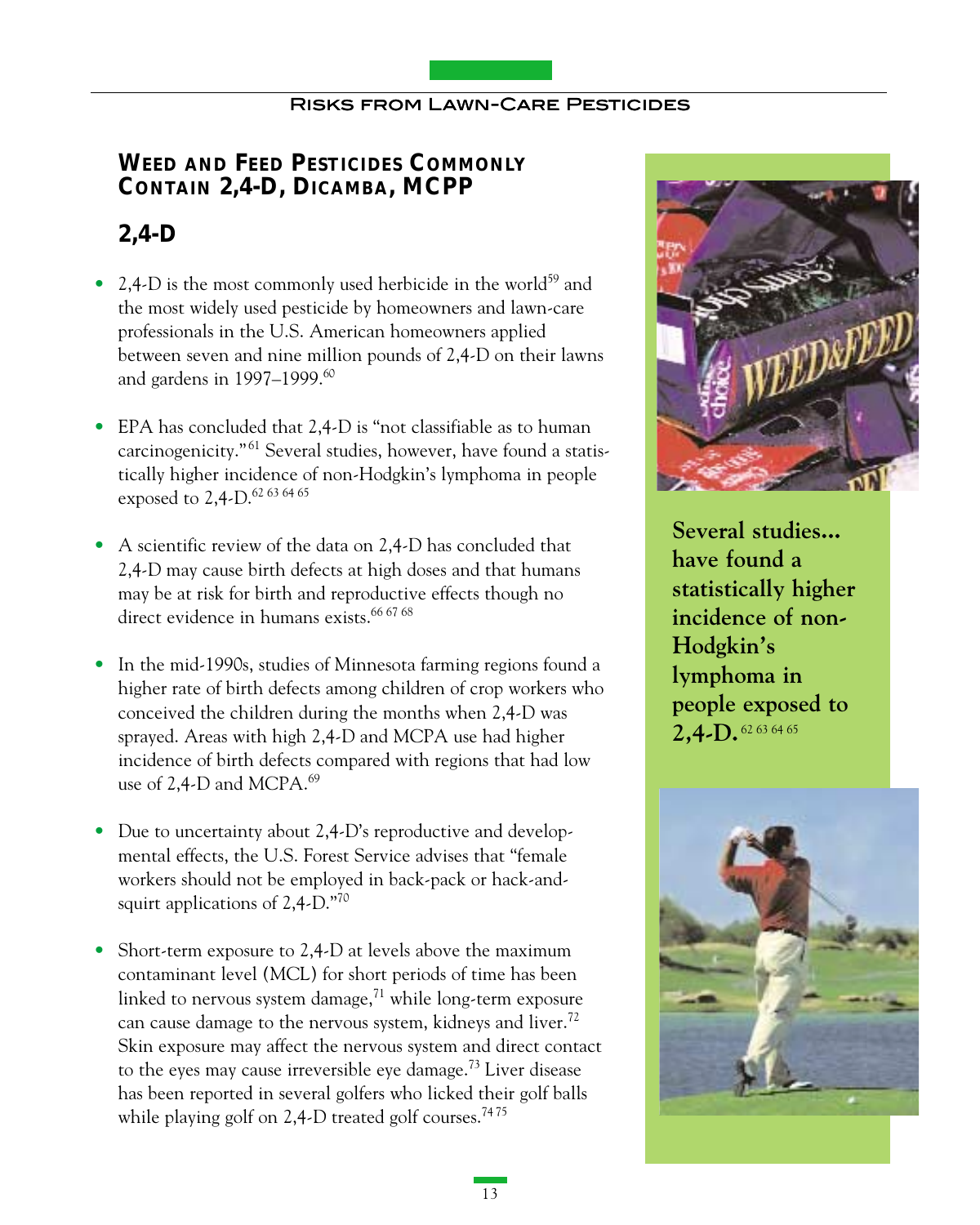## Weed and Feed Pesticides Commonly Contain 2,4-D, Dicamba, MCPP

### 2,4-D

- 2,4-D is the most commonly used herbicide in the world[59] and the most widely used pesticide by homeowners and lawn-care professionals in the U.S. American homeowners applied between seven and nine million pounds of 2,4-D on their lawns and gardens in 1997–1999.[60]

- EPA has concluded that 2,4-D is "not classifiable as to human carcinogenicity."[61] Several studies, however, have found a statistically higher incidence of non-Hodgkin's lymphoma in people exposed to 2,4-D.[62 63 64 65]

- A scientific review of the data on 2,4-D has concluded that 2,4-D may cause birth defects at high doses and that humans may be at risk for birth and reproductive effects though no direct evidence in humans exists.[66 67 68]

- In the mid-1990s, studies of Minnesota farming regions found a higher rate of birth defects among children of crop workers who conceived the children during the months when 2,4-D was sprayed. Areas with high 2,4-D and MCPA use had higher incidence of birth defects compared with regions that had low use of 2,4-D and MCPA.[69]

- Due to uncertainty about 2,4-D's reproductive and developmental effects, the U.S. Forest Service advises that "female workers should not be employed in back-pack or hack-and-squirt applications of 2,4-D."[70]

- Short-term exposure to 2,4-D at levels above the maximum contaminant level (MCL) for short periods of time has been linked to nervous system damage,[71] while long-term exposure can cause damage to the nervous system, kidneys and liver.[72] Skin exposure may affect the nervous system and direct contact to the eyes may cause irreversible eye damage.[73] Liver disease has been reported in several golfers who licked their golf balls while playing golf on 2,4-D treated golf courses.[74 75]

**Several studies... have found a statistically higher incidence of non-Hodgkin's lymphoma in people exposed to 2,4-D.**[62 63 64 65]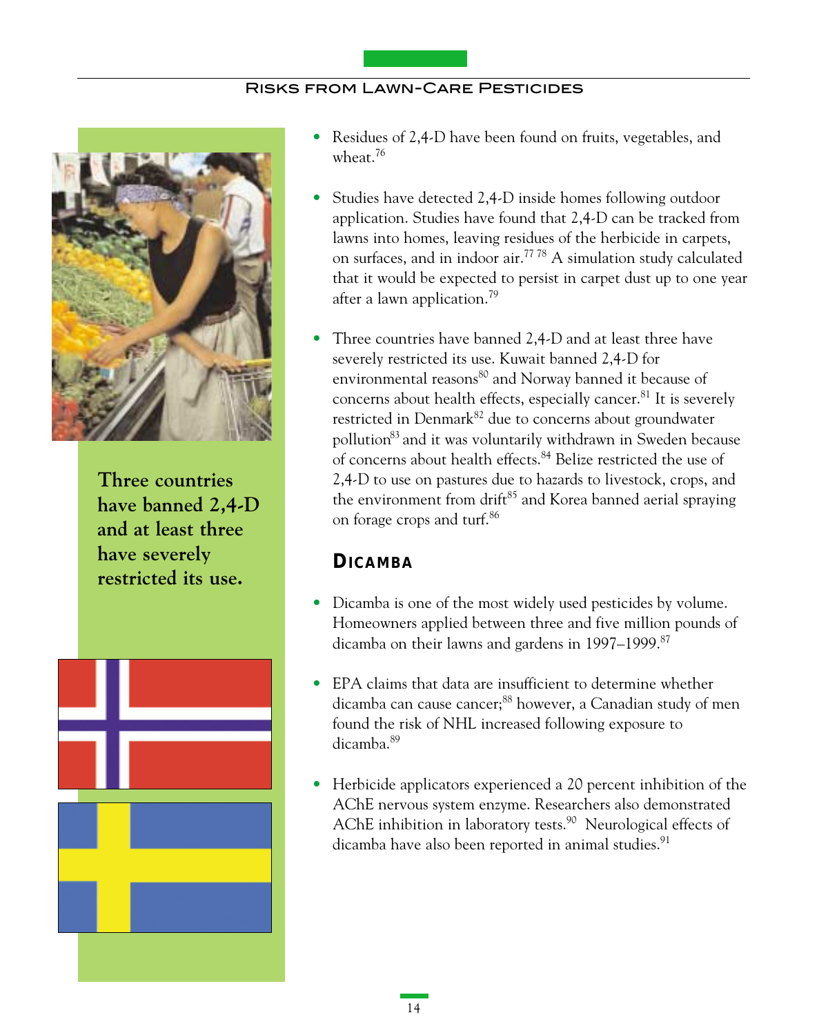- Residues of 2,4-D have been found on fruits, vegetables, and wheat.[76]

- Studies have detected 2,4-D inside homes following outdoor application. Studies have found that 2,4-D can be tracked from lawns into homes, leaving residues of the herbicide in carpets, on surfaces, and in indoor air.[77 78] A simulation study calculated that it would be expected to persist in carpet dust up to one year after a lawn application.[79]

- Three countries have banned 2,4-D and at least three have severely restricted its use. Kuwait banned 2,4-D for environmental reasons[80] and Norway banned it because of concerns about health effects, especially cancer.[81] It is severely restricted in Denmark[82] due to concerns about groundwater pollution[83] and it was voluntarily withdrawn in Sweden because of concerns about health effects.[84] Belize restricted the use of 2,4-D to use on pastures due to hazards to livestock, crops, and the environment from drift[85] and Korea banned aerial spraying on forage crops and turf.[86]

**Three countries have banned 2,4-D and at least three have severely restricted its use.**

## Dicamba

- Dicamba is one of the most widely used pesticides by volume. Homeowners applied between three and five million pounds of dicamba on their lawns and gardens in 1997–1999.[87]

- EPA claims that data are insufficient to determine whether dicamba can cause cancer;[88] however, a Canadian study of men found the risk of NHL increased following exposure to dicamba.[89]

- Herbicide applicators experienced a 20 percent inhibition of the AChE nervous system enzyme. Researchers also demonstrated AChE inhibition in laboratory tests.[90] Neurological effects of dicamba have also been reported in animal studies.[91]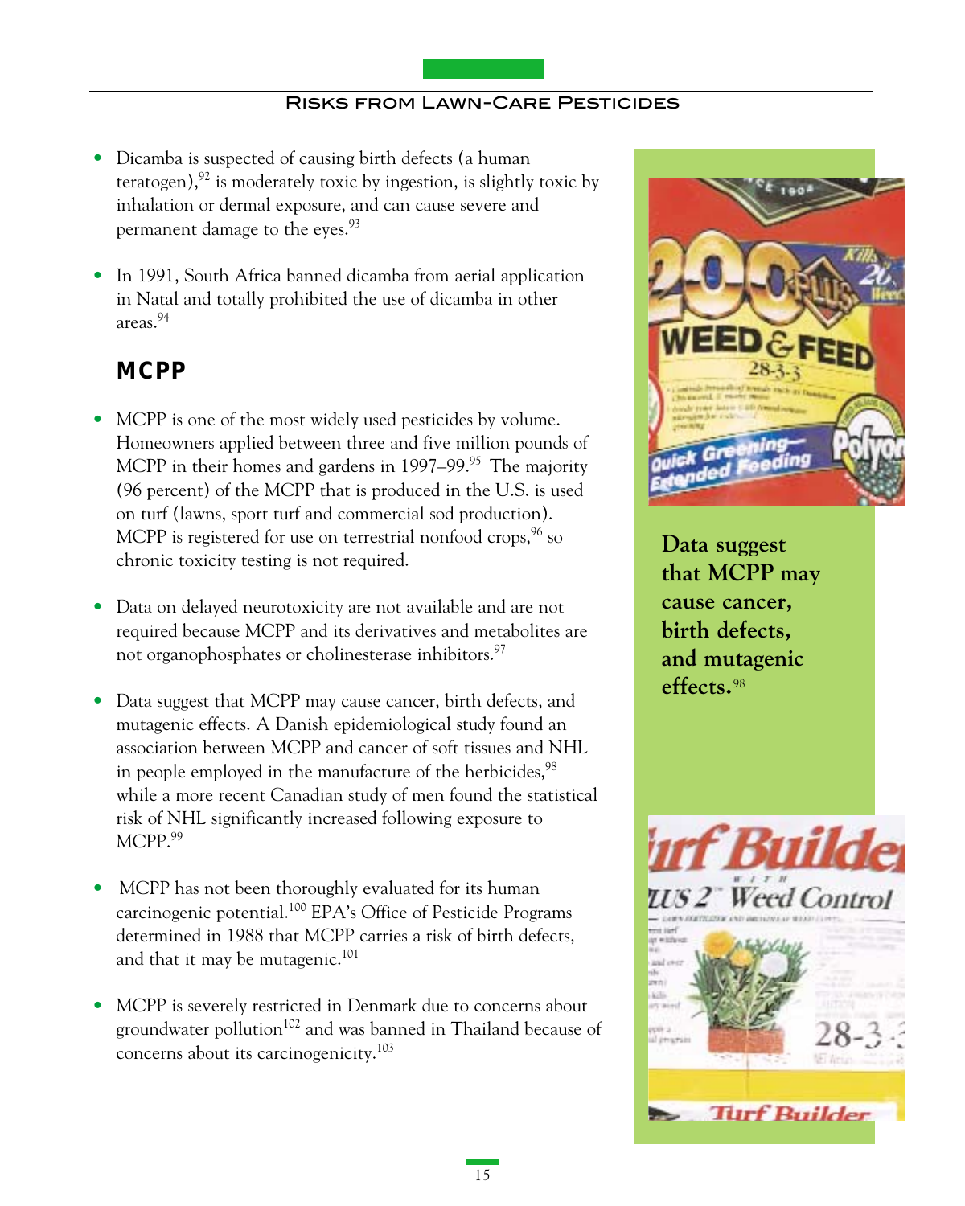- Dicamba is suspected of causing birth defects (a human teratogen),[92] is moderately toxic by ingestion, is slightly toxic by inhalation or dermal exposure, and can cause severe and permanent damage to the eyes.[93]

- In 1991, South Africa banned dicamba from aerial application in Natal and totally prohibited the use of dicamba in other areas.[94]

## MCPP

- MCPP is one of the most widely used pesticides by volume. Homeowners applied between three and five million pounds of MCPP in their homes and gardens in 1997–99.[95] The majority (96 percent) of the MCPP that is produced in the U.S. is used on turf (lawns, sport turf and commercial sod production). MCPP is registered for use on terrestrial nonfood crops,[96] so chronic toxicity testing is not required.

- Data on delayed neurotoxicity are not available and are not required because MCPP and its derivatives and metabolites are not organophosphates or cholinesterase inhibitors.[97]

- Data suggest that MCPP may cause cancer, birth defects, and mutagenic effects. A Danish epidemiological study found an association between MCPP and cancer of soft tissues and NHL in people employed in the manufacture of the herbicides,[98] while a more recent Canadian study of men found the statistical risk of NHL significantly increased following exposure to MCPP.[99]

- MCPP has not been thoroughly evaluated for its human carcinogenic potential.[100] EPA's Office of Pesticide Programs determined in 1988 that MCPP carries a risk of birth defects, and that it may be mutagenic.[101]

- MCPP is severely restricted in Denmark due to concerns about groundwater pollution[102] and was banned in Thailand because of concerns about its carcinogenicity.[103]

**Data suggest that MCPP may cause cancer, birth defects, and mutagenic effects.**[98]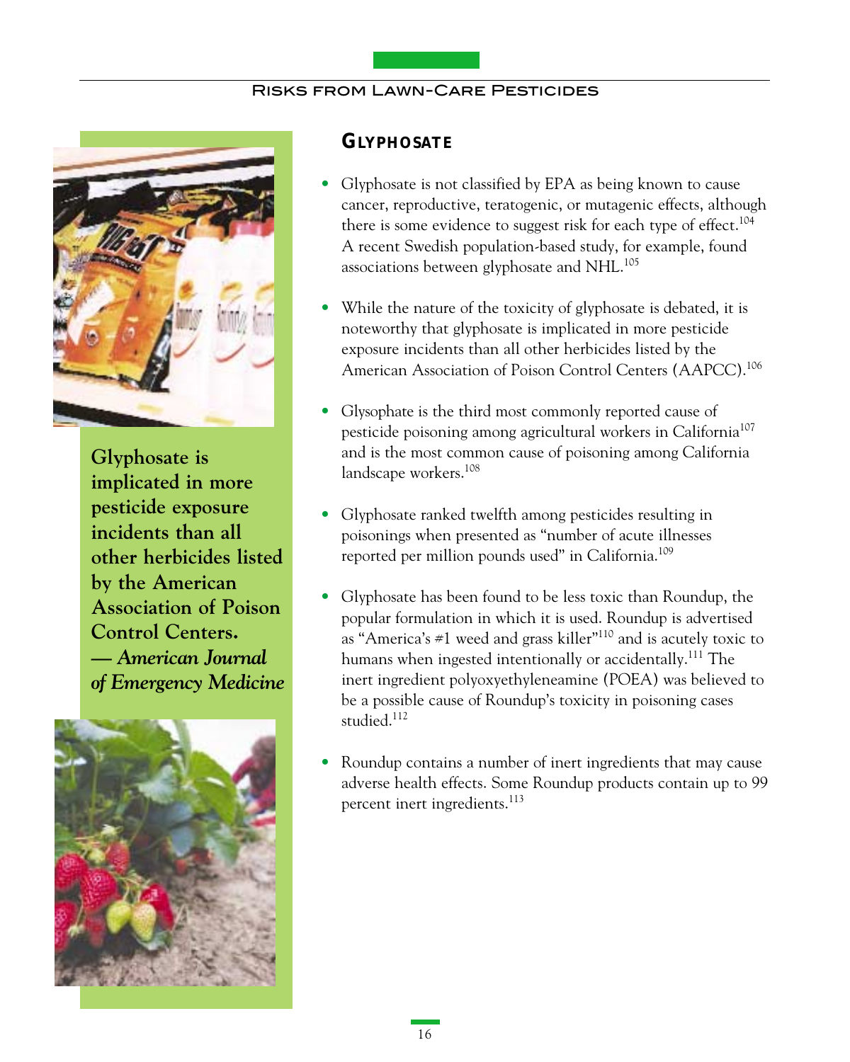## GLYPHOSATE

**Glyphosate is implicated in more pesticide exposure incidents than all other herbicides listed by the American Association of Poison Control Centers.**
***— American Journal of Emergency Medicine***

- Glyphosate is not classified by EPA as being known to cause cancer, reproductive, teratogenic, or mutagenic effects, although there is some evidence to suggest risk for each type of effect.[104] A recent Swedish population-based study, for example, found associations between glyphosate and NHL.[105]

- While the nature of the toxicity of glyphosate is debated, it is noteworthy that glyphosate is implicated in more pesticide exposure incidents than all other herbicides listed by the American Association of Poison Control Centers (AAPCC).[106]

- Glysophate is the third most commonly reported cause of pesticide poisoning among agricultural workers in California[107] and is the most common cause of poisoning among California landscape workers.[108]

- Glyphosate ranked twelfth among pesticides resulting in poisonings when presented as "number of acute illnesses reported per million pounds used" in California.[109]

- Glyphosate has been found to be less toxic than Roundup, the popular formulation in which it is used. Roundup is advertised as "America's #1 weed and grass killer"[110] and is acutely toxic to humans when ingested intentionally or accidentally.[111] The inert ingredient polyoxyethyleneamine (POEA) was believed to be a possible cause of Roundup's toxicity in poisoning cases studied.[112]

- Roundup contains a number of inert ingredients that may cause adverse health effects. Some Roundup products contain up to 99 percent inert ingredients.[113]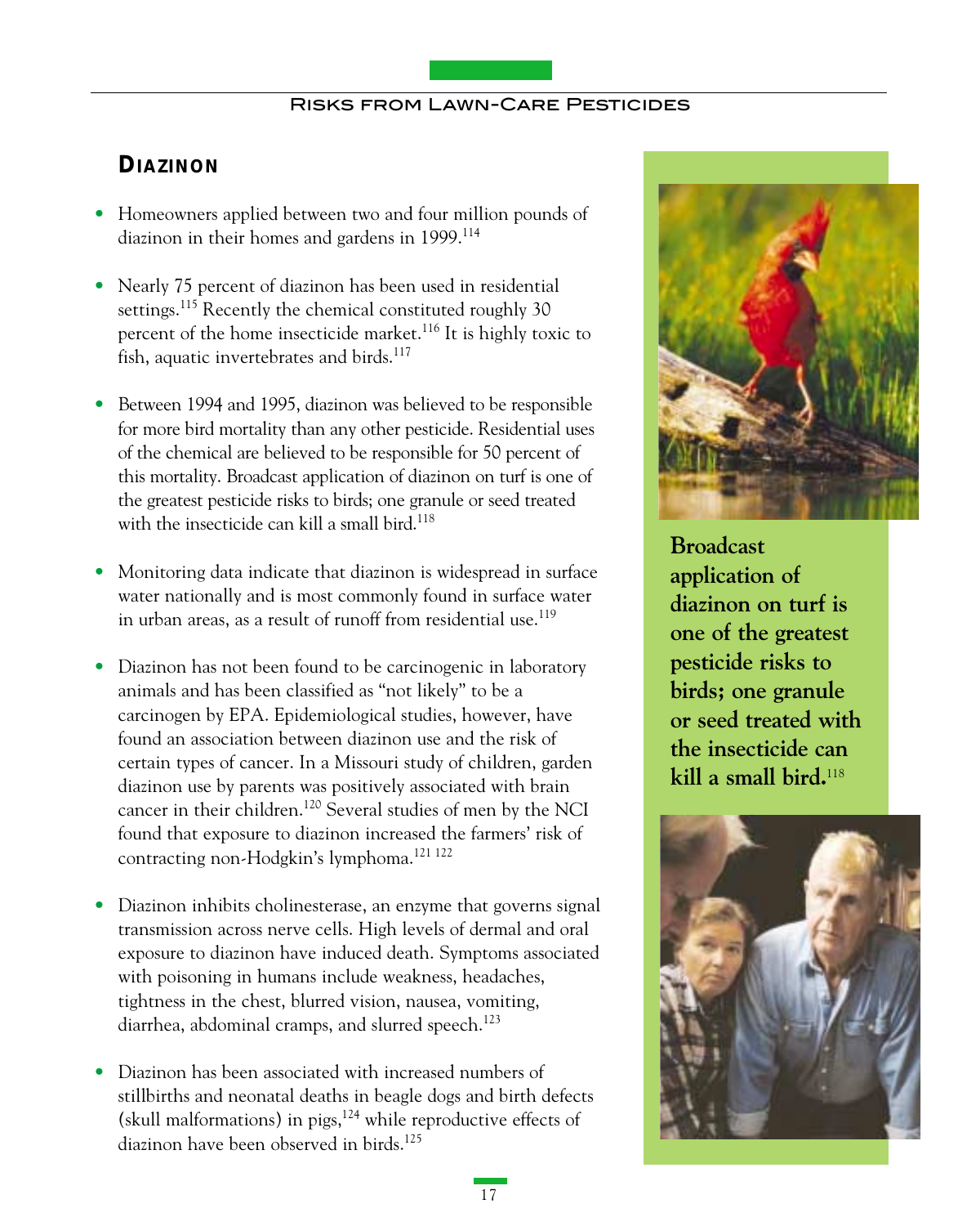## Diazinon

- Homeowners applied between two and four million pounds of diazinon in their homes and gardens in 1999.[114]

- Nearly 75 percent of diazinon has been used in residential settings.[115] Recently the chemical constituted roughly 30 percent of the home insecticide market.[116] It is highly toxic to fish, aquatic invertebrates and birds.[117]

- Between 1994 and 1995, diazinon was believed to be responsible for more bird mortality than any other pesticide. Residential uses of the chemical are believed to be responsible for 50 percent of this mortality. Broadcast application of diazinon on turf is one of the greatest pesticide risks to birds; one granule or seed treated with the insecticide can kill a small bird.[118]

- Monitoring data indicate that diazinon is widespread in surface water nationally and is most commonly found in surface water in urban areas, as a result of runoff from residential use.[119]

- Diazinon has not been found to be carcinogenic in laboratory animals and has been classified as "not likely" to be a carcinogen by EPA. Epidemiological studies, however, have found an association between diazinon use and the risk of certain types of cancer. In a Missouri study of children, garden diazinon use by parents was positively associated with brain cancer in their children.[120] Several studies of men by the NCI found that exposure to diazinon increased the farmers' risk of contracting non-Hodgkin's lymphoma.[121] [122]

- Diazinon inhibits cholinesterase, an enzyme that governs signal transmission across nerve cells. High levels of dermal and oral exposure to diazinon have induced death. Symptoms associated with poisoning in humans include weakness, headaches, tightness in the chest, blurred vision, nausea, vomiting, diarrhea, abdominal cramps, and slurred speech.[123]

- Diazinon has been associated with increased numbers of stillbirths and neonatal deaths in beagle dogs and birth defects (skull malformations) in pigs,[124] while reproductive effects of diazinon have been observed in birds.[125]

**Broadcast application of diazinon on turf is one of the greatest pesticide risks to birds; one granule or seed treated with the insecticide can kill a small bird.**[118]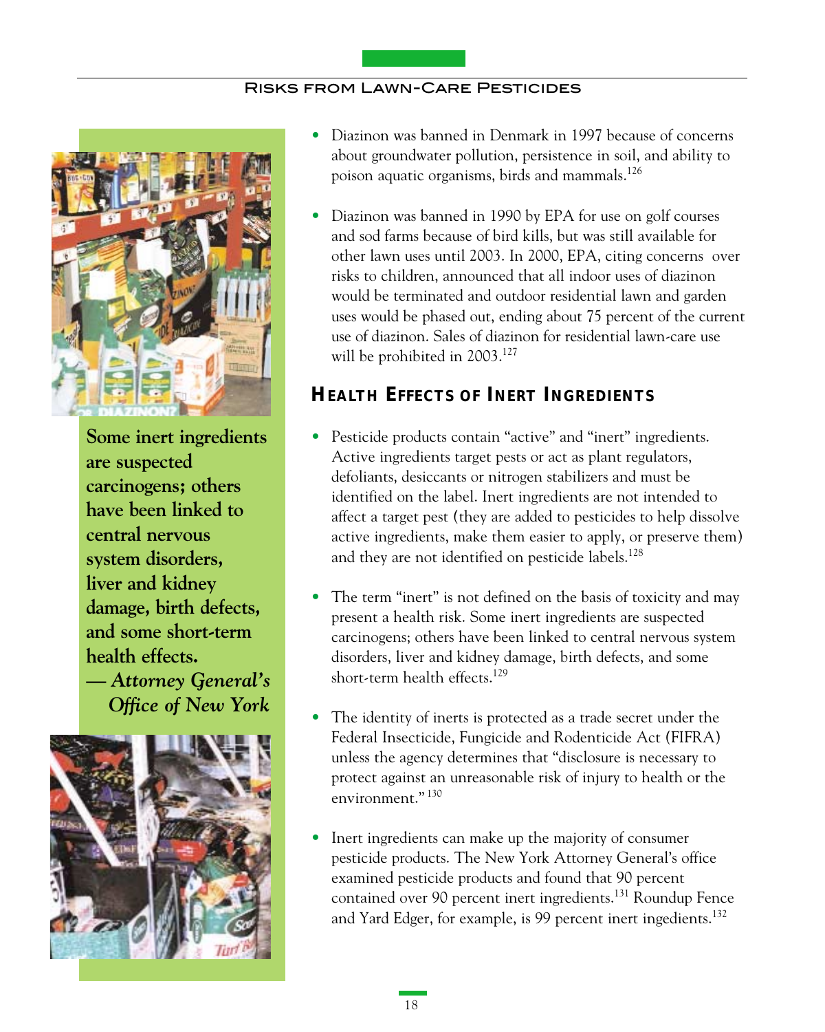- Diazinon was banned in Denmark in 1997 because of concerns about groundwater pollution, persistence in soil, and ability to poison aquatic organisms, birds and mammals.[126]

- Diazinon was banned in 1990 by EPA for use on golf courses and sod farms because of bird kills, but was still available for other lawn uses until 2003. In 2000, EPA, citing concerns over risks to children, announced that all indoor uses of diazinon would be terminated and outdoor residential lawn and garden uses would be phased out, ending about 75 percent of the current use of diazinon. Sales of diazinon for residential lawn-care use will be prohibited in 2003.[127]

## Health Effects of Inert Ingredients

- Pesticide products contain "active" and "inert" ingredients. Active ingredients target pests or act as plant regulators, defoliants, desiccants or nitrogen stabilizers and must be identified on the label. Inert ingredients are not intended to affect a target pest (they are added to pesticides to help dissolve active ingredients, make them easier to apply, or preserve them) and they are not identified on pesticide labels.[128]

- The term "inert" is not defined on the basis of toxicity and may present a health risk. Some inert ingredients are suspected carcinogens; others have been linked to central nervous system disorders, liver and kidney damage, birth defects, and some short-term health effects.[129]

- The identity of inerts is protected as a trade secret under the Federal Insecticide, Fungicide and Rodenticide Act (FIFRA) unless the agency determines that "disclosure is necessary to protect against an unreasonable risk of injury to health or the environment."[130]

- Inert ingredients can make up the majority of consumer pesticide products. The New York Attorney General's office examined pesticide products and found that 90 percent contained over 90 percent inert ingredients.[131] Roundup Fence and Yard Edger, for example, is 99 percent inert ingredients.[132]

**Some inert ingredients are suspected carcinogens; others have been linked to central nervous system disorders, liver and kidney damage, birth defects, and some short-term health effects.**
***— Attorney General's Office of New York***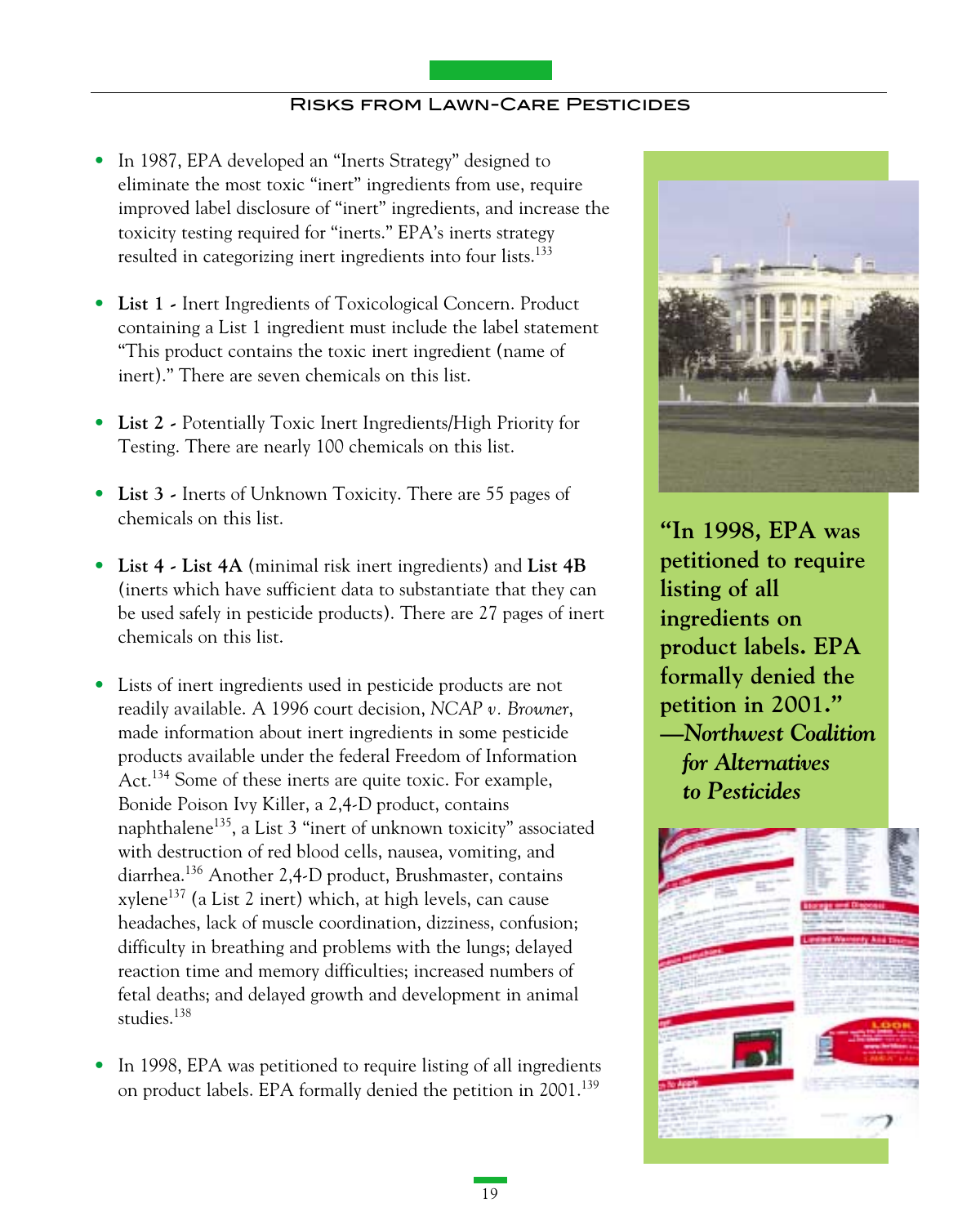- In 1987, EPA developed an "Inerts Strategy" designed to eliminate the most toxic "inert" ingredients from use, require improved label disclosure of "inert" ingredients, and increase the toxicity testing required for "inerts." EPA's inerts strategy resulted in categorizing inert ingredients into four lists.[133]

- **List 1** - Inert Ingredients of Toxicological Concern. Product containing a List 1 ingredient must include the label statement "This product contains the toxic inert ingredient (name of inert)." There are seven chemicals on this list.

- **List 2** - Potentially Toxic Inert Ingredients/High Priority for Testing. There are nearly 100 chemicals on this list.

- **List 3** - Inerts of Unknown Toxicity. There are 55 pages of chemicals on this list.

- **List 4 - List 4A** (minimal risk inert ingredients) and **List 4B** (inerts which have sufficient data to substantiate that they can be used safely in pesticide products). There are 27 pages of inert chemicals on this list.

- Lists of inert ingredients used in pesticide products are not readily available. A 1996 court decision, *NCAP v. Browner*, made information about inert ingredients in some pesticide products available under the federal Freedom of Information Act.[134] Some of these inerts are quite toxic. For example, Bonide Poison Ivy Killer, a 2,4-D product, contains naphthalene[135], a List 3 "inert of unknown toxicity" associated with destruction of red blood cells, nausea, vomiting, and diarrhea.[136] Another 2,4-D product, Brushmaster, contains xylene[137] (a List 2 inert) which, at high levels, can cause headaches, lack of muscle coordination, dizziness, confusion; difficulty in breathing and problems with the lungs; delayed reaction time and memory difficulties; increased numbers of fetal deaths; and delayed growth and development in animal studies.[138]

- In 1998, EPA was petitioned to require listing of all ingredients on product labels. EPA formally denied the petition in 2001.[139]

**"In 1998, EPA was petitioned to require listing of all ingredients on product labels. EPA formally denied the petition in 2001."**
***—Northwest Coalition for Alternatives to Pesticides***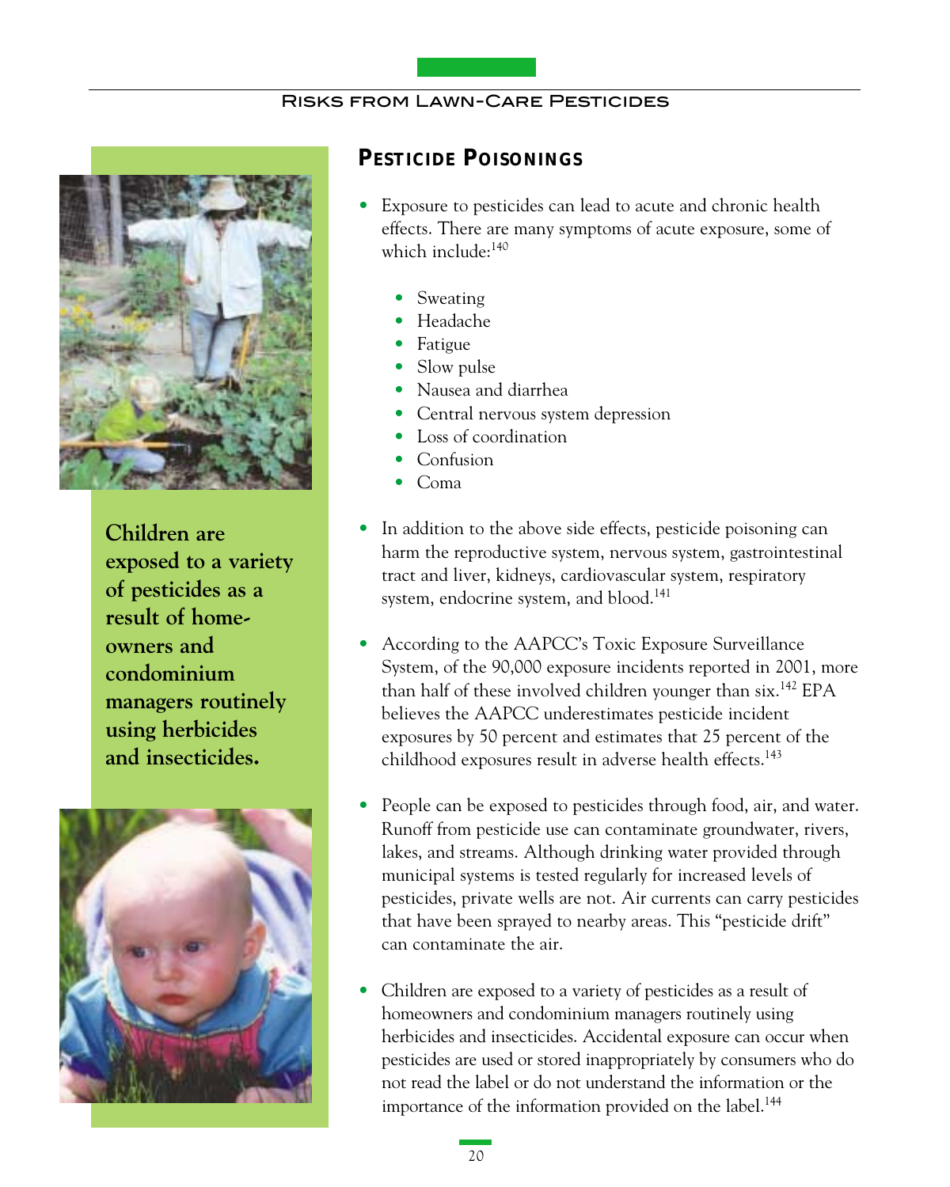## Pesticide Poisonings

**Children are exposed to a variety of pesticides as a result of home-owners and condominium managers routinely using herbicides and insecticides.**

- Exposure to pesticides can lead to acute and chronic health effects. There are many symptoms of acute exposure, some of which include:[140]
  - Sweating
  - Headache
  - Fatigue
  - Slow pulse
  - Nausea and diarrhea
  - Central nervous system depression
  - Loss of coordination
  - Confusion
  - Coma
- In addition to the above side effects, pesticide poisoning can harm the reproductive system, nervous system, gastrointestinal tract and liver, kidneys, cardiovascular system, respiratory system, endocrine system, and blood.[141]
- According to the AAPCC's Toxic Exposure Surveillance System, of the 90,000 exposure incidents reported in 2001, more than half of these involved children younger than six.[142] EPA believes the AAPCC underestimates pesticide incident exposures by 50 percent and estimates that 25 percent of the childhood exposures result in adverse health effects.[143]
- People can be exposed to pesticides through food, air, and water. Runoff from pesticide use can contaminate groundwater, rivers, lakes, and streams. Although drinking water provided through municipal systems is tested regularly for increased levels of pesticides, private wells are not. Air currents can carry pesticides that have been sprayed to nearby areas. This "pesticide drift" can contaminate the air.
- Children are exposed to a variety of pesticides as a result of homeowners and condominium managers routinely using herbicides and insecticides. Accidental exposure can occur when pesticides are used or stored inappropriately by consumers who do not read the label or do not understand the information or the importance of the information provided on the label.[144]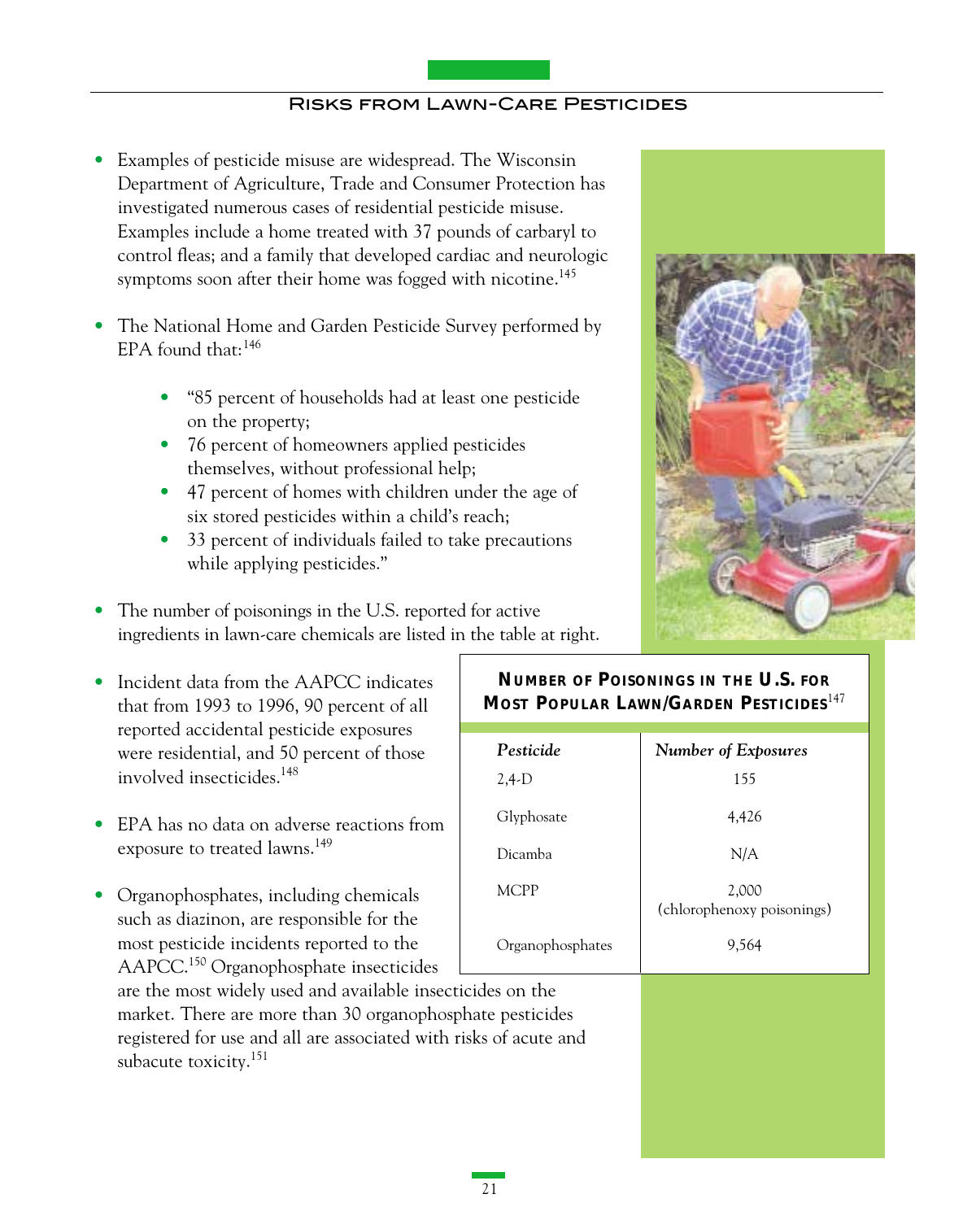## Risks from Lawn-Care Pesticides

- Examples of pesticide misuse are widespread. The Wisconsin Department of Agriculture, Trade and Consumer Protection has investigated numerous cases of residential pesticide misuse. Examples include a home treated with 37 pounds of carbaryl to control fleas; and a family that developed cardiac and neurologic symptoms soon after their home was fogged with nicotine.[145]

- The National Home and Garden Pesticide Survey performed by EPA found that:[146]

  - "85 percent of households had at least one pesticide on the property;
  - 76 percent of homeowners applied pesticides themselves, without professional help;
  - 47 percent of homes with children under the age of six stored pesticides within a child's reach;
  - 33 percent of individuals failed to take precautions while applying pesticides."

- The number of poisonings in the U.S. reported for active ingredients in lawn-care chemicals are listed in the table at right.

- Incident data from the AAPCC indicates that from 1993 to 1996, 90 percent of all reported accidental pesticide exposures were residential, and 50 percent of those involved insecticides.[148]

- EPA has no data on adverse reactions from exposure to treated lawns.[149]

- Organophosphates, including chemicals such as diazinon, are responsible for the most pesticide incidents reported to the AAPCC.[150] Organophosphate insecticides are the most widely used and available insecticides on the market. There are more than 30 organophosphate pesticides registered for use and all are associated with risks of acute and subacute toxicity.[151]

**Number of Poisonings in the U.S. for Most Popular Lawn/Garden Pesticides[147]**

| *Pesticide* | *Number of Exposures* |
|---|---|
| 2,4-D | 155 |
| Glyphosate | 4,426 |
| Dicamba | N/A |
| MCPP | 2,000 (chlorophenoxy poisonings) |
| Organophosphates | 9,564 |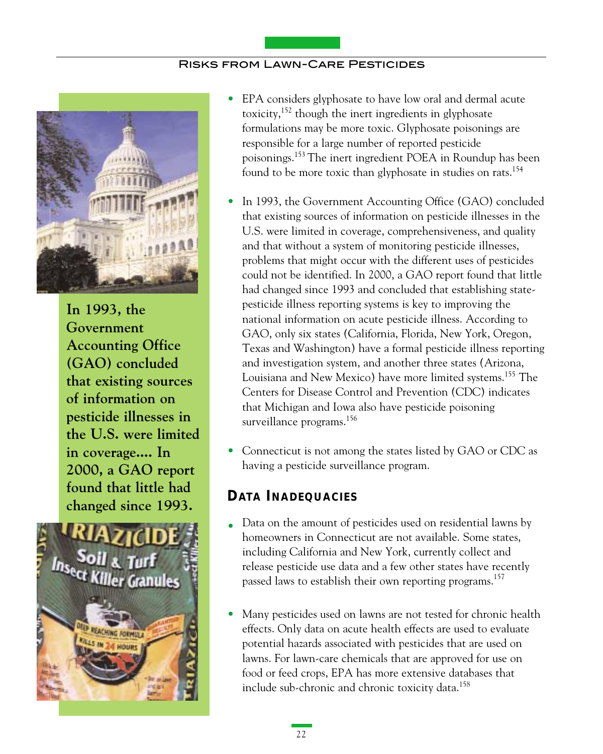In 1993, the Government Accounting Office (GAO) concluded that existing sources of information on pesticide illnesses in the U.S. were limited in coverage.... In 2000, a GAO report found that little had changed since 1993.

- EPA considers glyphosate to have low oral and dermal acute toxicity,[152] though the inert ingredients in glyphosate formulations may be more toxic. Glyphosate poisonings are responsible for a large number of reported pesticide poisonings.[153] The inert ingredient POEA in Roundup has been found to be more toxic than glyphosate in studies on rats.[154]

- In 1993, the Government Accounting Office (GAO) concluded that existing sources of information on pesticide illnesses in the U.S. were limited in coverage, comprehensiveness, and quality and that without a system of monitoring pesticide illnesses, problems that might occur with the different uses of pesticides could not be identified. In 2000, a GAO report found that little had changed since 1993 and concluded that establishing state-pesticide illness reporting systems is key to improving the national information on acute pesticide illness. According to GAO, only six states (California, Florida, New York, Oregon, Texas and Washington) have a formal pesticide illness reporting and investigation system, and another three states (Arizona, Louisiana and New Mexico) have more limited systems.[155] The Centers for Disease Control and Prevention (CDC) indicates that Michigan and Iowa also have pesticide poisoning surveillance programs.[156]

- Connecticut is not among the states listed by GAO or CDC as having a pesticide surveillance program.

## Data Inadequacies

- Data on the amount of pesticides used on residential lawns by homeowners in Connecticut are not available. Some states, including California and New York, currently collect and release pesticide use data and a few other states have recently passed laws to establish their own reporting programs.[157]

- Many pesticides used on lawns are not tested for chronic health effects. Only data on acute health effects are used to evaluate potential hazards associated with pesticides that are used on lawns. For lawn-care chemicals that are approved for use on food or feed crops, EPA has more extensive databases that include sub-chronic and chronic toxicity data.[158]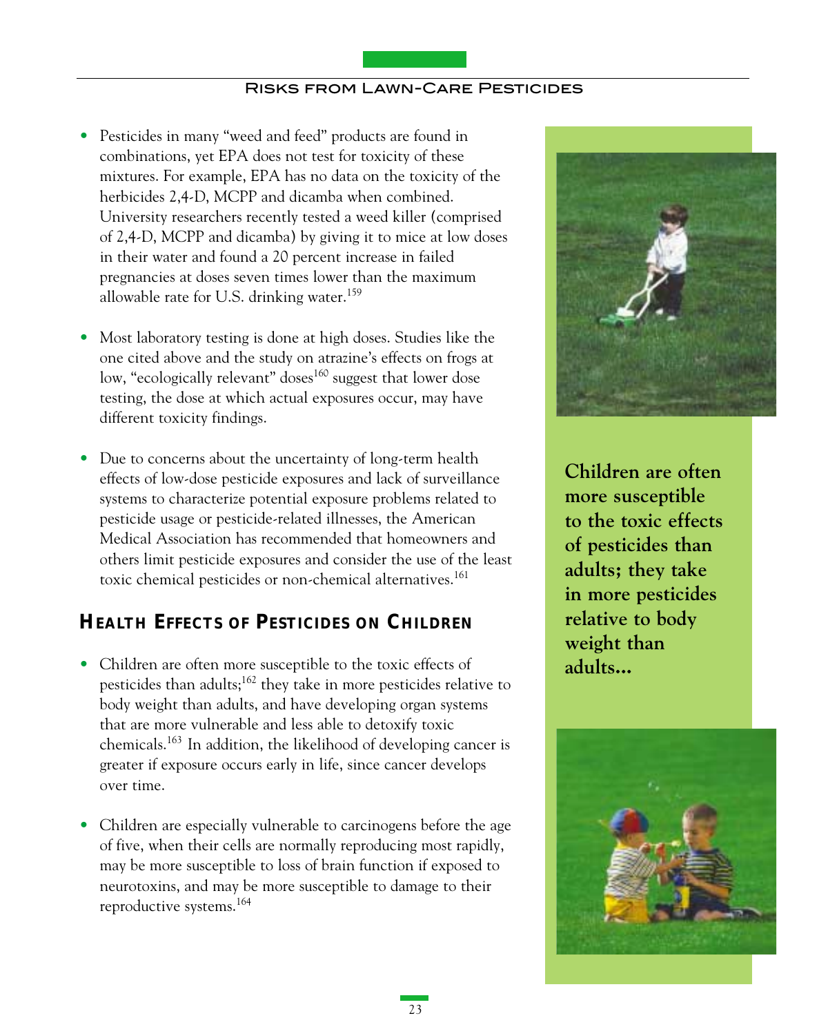- Pesticides in many "weed and feed" products are found in combinations, yet EPA does not test for toxicity of these mixtures. For example, EPA has no data on the toxicity of the herbicides 2,4-D, MCPP and dicamba when combined. University researchers recently tested a weed killer (comprised of 2,4-D, MCPP and dicamba) by giving it to mice at low doses in their water and found a 20 percent increase in failed pregnancies at doses seven times lower than the maximum allowable rate for U.S. drinking water.[159]

- Most laboratory testing is done at high doses. Studies like the one cited above and the study on atrazine's effects on frogs at low, "ecologically relevant" doses[160] suggest that lower dose testing, the dose at which actual exposures occur, may have different toxicity findings.

- Due to concerns about the uncertainty of long-term health effects of low-dose pesticide exposures and lack of surveillance systems to characterize potential exposure problems related to pesticide usage or pesticide-related illnesses, the American Medical Association has recommended that homeowners and others limit pesticide exposures and consider the use of the least toxic chemical pesticides or non-chemical alternatives.[161]

**Children are often more susceptible to the toxic effects of pesticides than adults; they take in more pesticides relative to body weight than adults...**

## Health Effects of Pesticides on Children

- Children are often more susceptible to the toxic effects of pesticides than adults;[162] they take in more pesticides relative to body weight than adults, and have developing organ systems that are more vulnerable and less able to detoxify toxic chemicals.[163] In addition, the likelihood of developing cancer is greater if exposure occurs early in life, since cancer develops over time.

- Children are especially vulnerable to carcinogens before the age of five, when their cells are normally reproducing most rapidly, may be more susceptible to loss of brain function if exposed to neurotoxins, and may be more susceptible to damage to their reproductive systems.[164]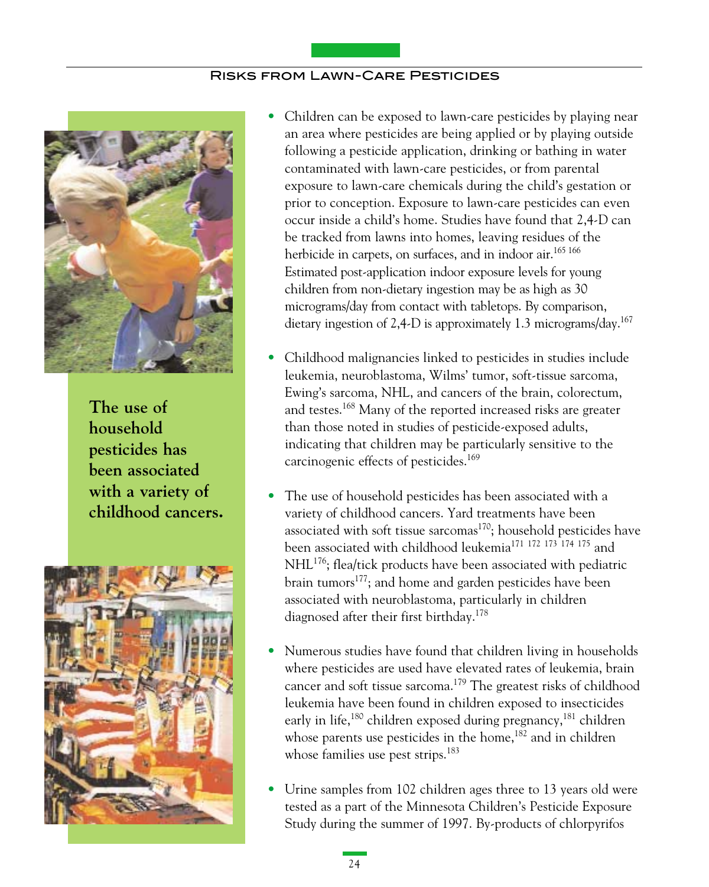**The use of household pesticides has been associated with a variety of childhood cancers.**

- Children can be exposed to lawn-care pesticides by playing near an area where pesticides are being applied or by playing outside following a pesticide application, drinking or bathing in water contaminated with lawn-care pesticides, or from parental exposure to lawn-care chemicals during the child's gestation or prior to conception. Exposure to lawn-care pesticides can even occur inside a child's home. Studies have found that 2,4-D can be tracked from lawns into homes, leaving residues of the herbicide in carpets, on surfaces, and in indoor air.[165, 166] Estimated post-application indoor exposure levels for young children from non-dietary ingestion may be as high as 30 micrograms/day from contact with tabletops. By comparison, dietary ingestion of 2,4-D is approximately 1.3 micrograms/day.[167]

- Childhood malignancies linked to pesticides in studies include leukemia, neuroblastoma, Wilms' tumor, soft-tissue sarcoma, Ewing's sarcoma, NHL, and cancers of the brain, colorectum, and testes.[168] Many of the reported increased risks are greater than those noted in studies of pesticide-exposed adults, indicating that children may be particularly sensitive to the carcinogenic effects of pesticides.[169]

- The use of household pesticides has been associated with a variety of childhood cancers. Yard treatments have been associated with soft tissue sarcomas[170]; household pesticides have been associated with childhood leukemia[171, 172, 173, 174, 175] and NHL[176]; flea/tick products have been associated with pediatric brain tumors[177]; and home and garden pesticides have been associated with neuroblastoma, particularly in children diagnosed after their first birthday.[178]

- Numerous studies have found that children living in households where pesticides are used have elevated rates of leukemia, brain cancer and soft tissue sarcoma.[179] The greatest risks of childhood leukemia have been found in children exposed to insecticides early in life,[180] children exposed during pregnancy,[181] children whose parents use pesticides in the home,[182] and in children whose families use pest strips.[183]

- Urine samples from 102 children ages three to 13 years old were tested as a part of the Minnesota Children's Pesticide Exposure Study during the summer of 1997. By-products of chlorpyrifos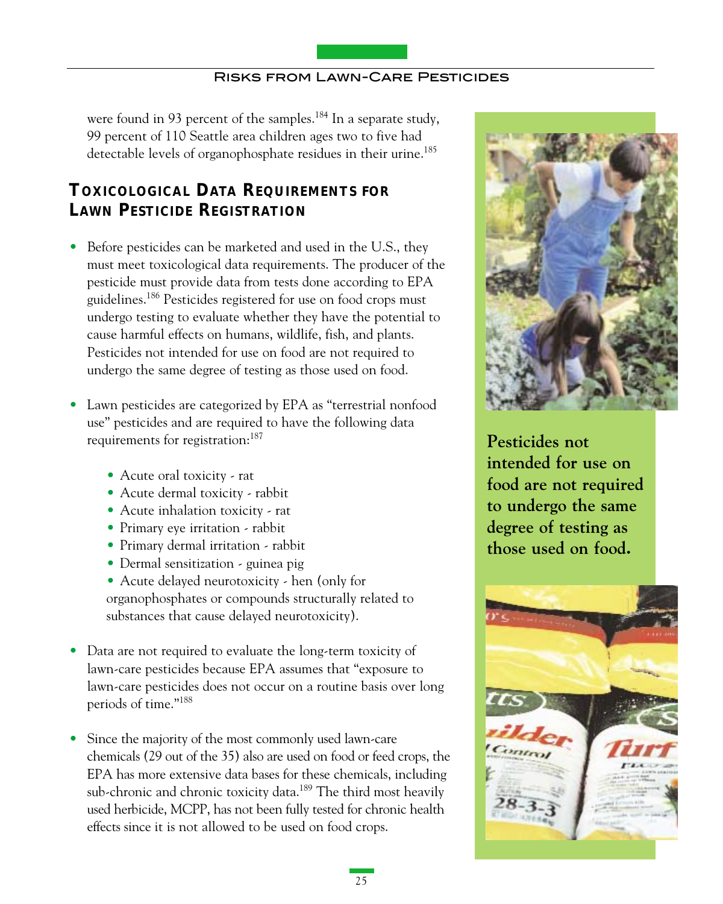were found in 93 percent of the samples.[184] In a separate study, 99 percent of 110 Seattle area children ages two to five had detectable levels of organophosphate residues in their urine.[185]

## Toxicological Data Requirements for Lawn Pesticide Registration

- Before pesticides can be marketed and used in the U.S., they must meet toxicological data requirements. The producer of the pesticide must provide data from tests done according to EPA guidelines.[186] Pesticides registered for use on food crops must undergo testing to evaluate whether they have the potential to cause harmful effects on humans, wildlife, fish, and plants. Pesticides not intended for use on food are not required to undergo the same degree of testing as those used on food.

- Lawn pesticides are categorized by EPA as "terrestrial nonfood use" pesticides and are required to have the following data requirements for registration:[187]

    - Acute oral toxicity - rat
    - Acute dermal toxicity - rabbit
    - Acute inhalation toxicity - rat
    - Primary eye irritation - rabbit
    - Primary dermal irritation - rabbit
    - Dermal sensitization - guinea pig
    - Acute delayed neurotoxicity - hen (only for organophosphates or compounds structurally related to substances that cause delayed neurotoxicity).

- Data are not required to evaluate the long-term toxicity of lawn-care pesticides because EPA assumes that "exposure to lawn-care pesticides does not occur on a routine basis over long periods of time."[188]

- Since the majority of the most commonly used lawn-care chemicals (29 out of the 35) also are used on food or feed crops, the EPA has more extensive data bases for these chemicals, including sub-chronic and chronic toxicity data.[189] The third most heavily used herbicide, MCPP, has not been fully tested for chronic health effects since it is not allowed to be used on food crops.

**Pesticides not intended for use on food are not required to undergo the same degree of testing as those used on food.**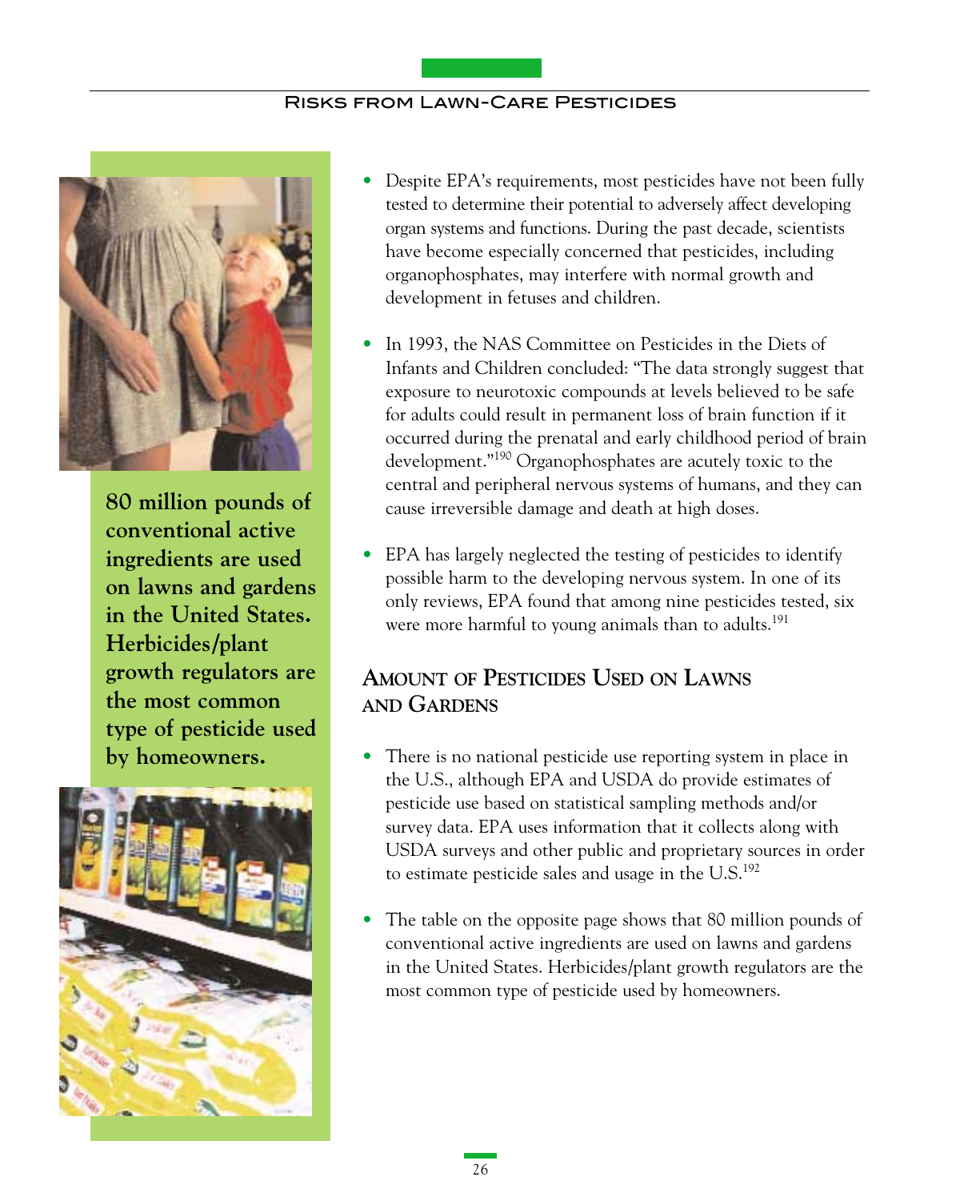**80 million pounds of conventional active ingredients are used on lawns and gardens in the United States. Herbicides/plant growth regulators are the most common type of pesticide used by homeowners.**

- Despite EPA's requirements, most pesticides have not been fully tested to determine their potential to adversely affect developing organ systems and functions. During the past decade, scientists have become especially concerned that pesticides, including organophosphates, may interfere with normal growth and development in fetuses and children.

- In 1993, the NAS Committee on Pesticides in the Diets of Infants and Children concluded: "The data strongly suggest that exposure to neurotoxic compounds at levels believed to be safe for adults could result in permanent loss of brain function if it occurred during the prenatal and early childhood period of brain development."[190] Organophosphates are acutely toxic to the central and peripheral nervous systems of humans, and they can cause irreversible damage and death at high doses.

- EPA has largely neglected the testing of pesticides to identify possible harm to the developing nervous system. In one of its only reviews, EPA found that among nine pesticides tested, six were more harmful to young animals than to adults.[191]

## Amount of Pesticides Used on Lawns and Gardens

- There is no national pesticide use reporting system in place in the U.S., although EPA and USDA do provide estimates of pesticide use based on statistical sampling methods and/or survey data. EPA uses information that it collects along with USDA surveys and other public and proprietary sources in order to estimate pesticide sales and usage in the U.S.[192]

- The table on the opposite page shows that 80 million pounds of conventional active ingredients are used on lawns and gardens in the United States. Herbicides/plant growth regulators are the most common type of pesticide used by homeowners.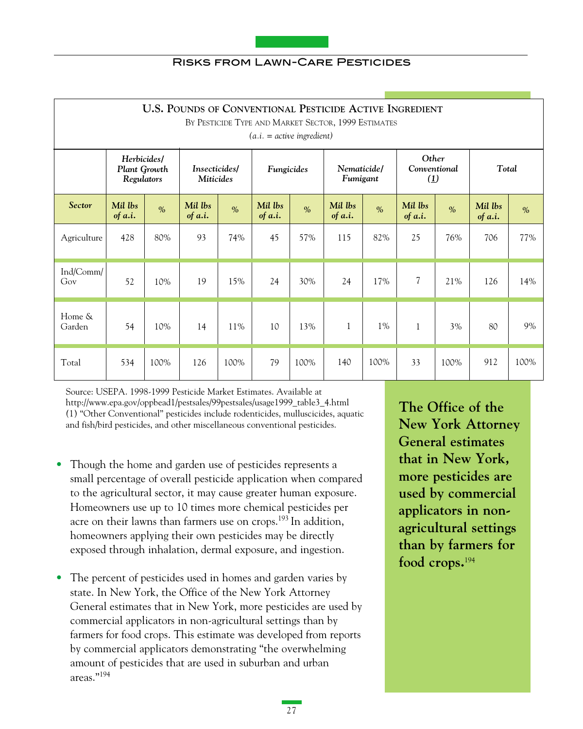| **U.S. POUNDS OF CONVENTIONAL PESTICIDE ACTIVE INGREDIENT**<br>BY PESTICIDE TYPE AND MARKET SECTOR, 1999 ESTIMATES<br>*(a.i. = active ingredient)* | | | | | | | | | | | | |
|---|---|---|---|---|---|---|---|---|---|---|---|---|
| | *Herbicides/ Plant Growth Regulators* | | *Insecticides/ Miticides* | | *Fungicides* | | *Nematicide/ Fumigant* | | *Other Conventional (1)* | | *Total* | |
| ***Sector*** | *Mil lbs of a.i.* | % | *Mil lbs of a.i.* | % | *Mil lbs of a.i.* | % | *Mil lbs of a.i.* | % | *Mil lbs of a.i.* | % | *Mil lbs of a.i.* | % |
| Agriculture | 428 | 80% | 93 | 74% | 45 | 57% | 115 | 82% | 25 | 76% | 706 | 77% |
| Ind/Comm/ Gov | 52 | 10% | 19 | 15% | 24 | 30% | 24 | 17% | 7 | 21% | 126 | 14% |
| Home & Garden | 54 | 10% | 14 | 11% | 10 | 13% | 1 | 1% | 1 | 3% | 80 | 9% |
| Total | 534 | 100% | 126 | 100% | 79 | 100% | 140 | 100% | 33 | 100% | 912 | 100% |

Source: USEPA. 1998-1999 Pesticide Market Estimates. Available at http://www.epa.gov/oppbead1/pestsales/99pestsales/usage1999_table3_4.html
(1) "Other Conventional" pesticides include rodenticides, mulluscicides, aquatic and fish/bird pesticides, and other miscellaneous conventional pesticides.

- Though the home and garden use of pesticides represents a small percentage of overall pesticide application when compared to the agricultural sector, it may cause greater human exposure. Homeowners use up to 10 times more chemical pesticides per acre on their lawns than farmers use on crops.[193] In addition, homeowners applying their own pesticides may be directly exposed through inhalation, dermal exposure, and ingestion.

- The percent of pesticides used in homes and garden varies by state. In New York, the Office of the New York Attorney General estimates that in New York, more pesticides are used by commercial applicators in non-agricultural settings than by farmers for food crops. This estimate was developed from reports by commercial applicators demonstrating "the overwhelming amount of pesticides that are used in suburban and urban areas."[194]

**The Office of the New York Attorney General estimates that in New York, more pesticides are used by commercial applicators in non-agricultural settings than by farmers for food crops.**[194]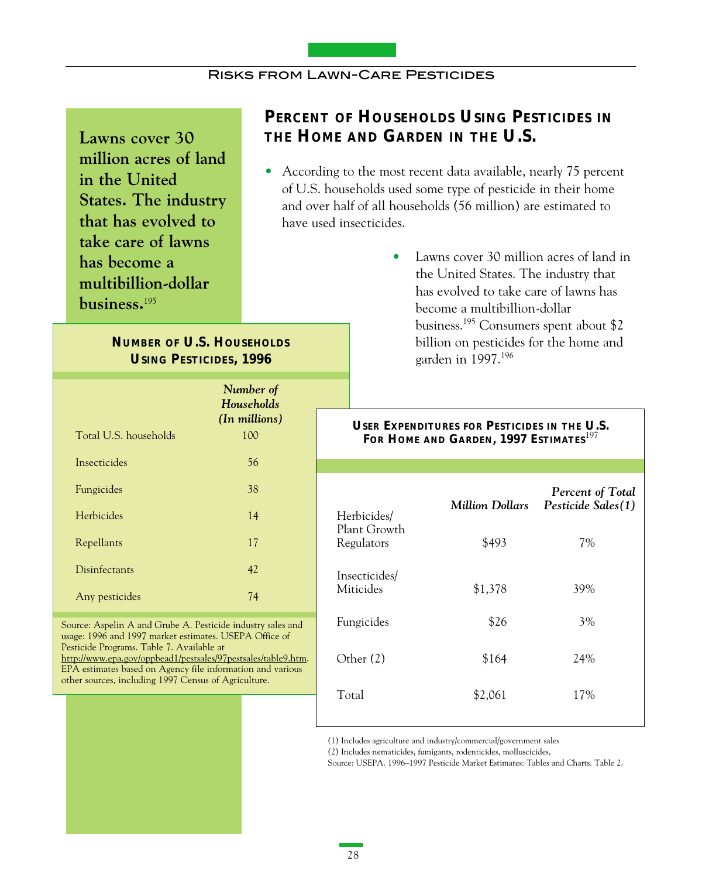**Lawns cover 30 million acres of land in the United States. The industry that has evolved to take care of lawns has become a multibillion-dollar business.**[195]

## Percent of Households Using Pesticides in the Home and Garden in the U.S.

- According to the most recent data available, nearly 75 percent of U.S. households used some type of pesticide in their home and over half of all households (56 million) are estimated to have used insecticides.
- Lawns cover 30 million acres of land in the United States. The industry that has evolved to take care of lawns has become a multibillion-dollar business.[195] Consumers spent about $2 billion on pesticides for the home and garden in 1997.[196]

### Number of U.S. Households Using Pesticides, 1996

| | *Number of Households (In millions)* |
|---|---|
| Total U.S. households | 100 |
| Insecticides | 56 |
| Fungicides | 38 |
| Herbicides | 14 |
| Repellants | 17 |
| Disinfectants | 42 |
| Any pesticides | 74 |

Source: Aspelin A and Grube A. Pesticide industry sales and usage: 1996 and 1997 market estimates. USEPA Office of Pesticide Programs. Table 7. Available at http://www.epa.gov/oppbead1/pestsales/97pestsales/table9.htm. EPA estimates based on Agency file information and various other sources, including 1997 Census of Agriculture.

### User Expenditures for Pesticides in the U.S. For Home and Garden, 1997 Estimates[197]

| | *Million Dollars* | *Percent of Total Pesticide Sales(1)* |
|---|---|---|
| Herbicides/ Plant Growth Regulators | $493 | 7% |
| Insecticides/ Miticides | $1,378 | 39% |
| Fungicides | $26 | 3% |
| Other (2) | $164 | 24% |
| Total | $2,061 | 17% |

(1) Includes agriculture and industry/commercial/government sales

(2) Includes nematicides, fumigants, rodenticides, molluscicides,

Source: USEPA. 1996–1997 Pesticide Market Estimates: Tables and Charts. Table 2.